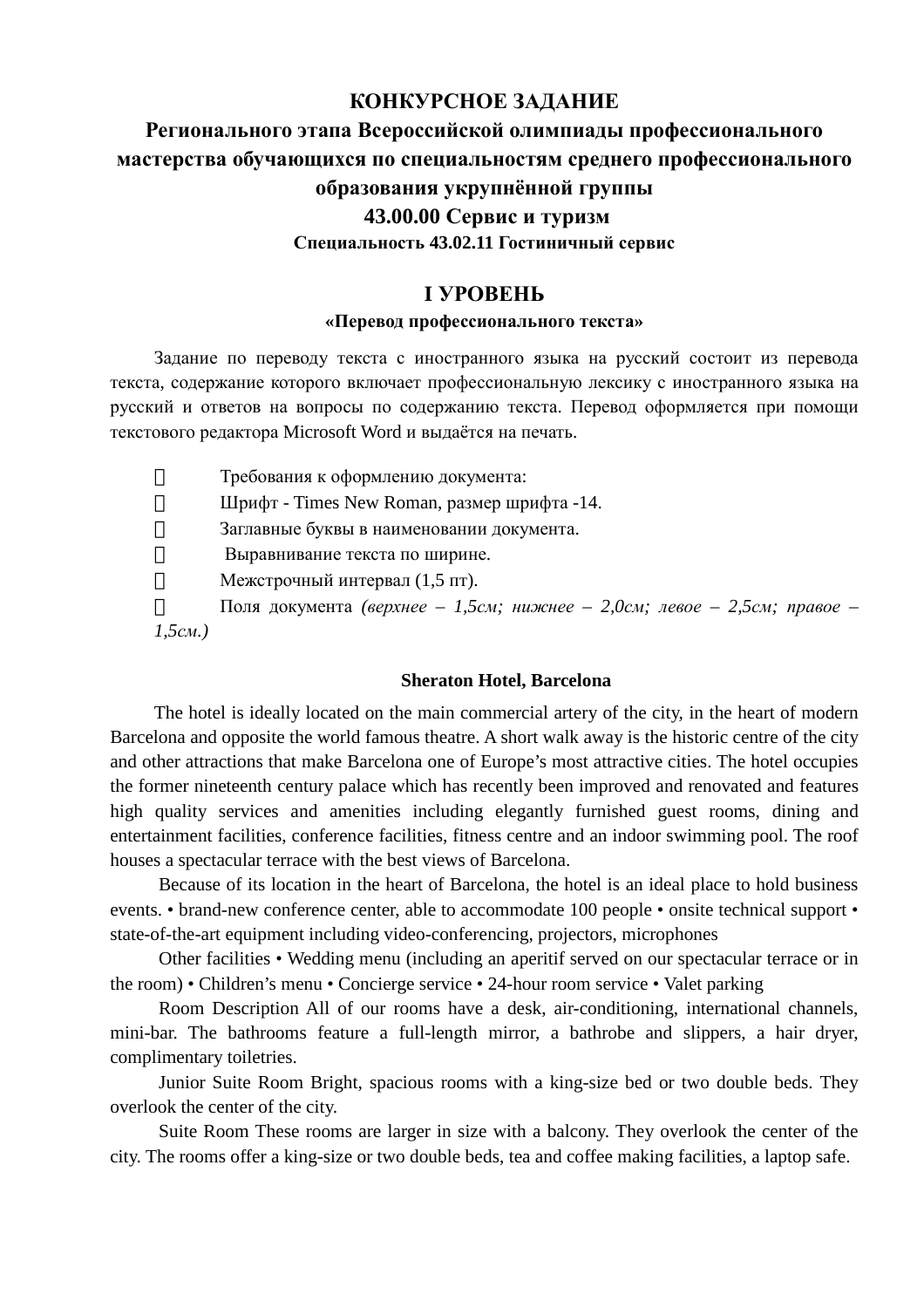**КОНКУРСНОЕ ЗАДАНИЕ**
**Регионального этапа Всероссийской олимпиады профессионального мастерства обучающихся по специальностям среднего профессионального образования укрупнённой группы**
**43.00.00 Сервис и туризм**
**Специальность 43.02.11 Гостиничный сервис**

# I УРОВЕНЬ

## «Перевод профессионального текста»

Задание по переводу текста с иностранного языка на русский состоит из перевода текста, содержание которого включает профессиональную лексику с иностранного языка на русский и ответов на вопросы по содержанию текста. Перевод оформляется при помощи текстового редактора Microsoft Word и выдаётся на печать.

- Требования к оформлению документа:
- Шрифт - Times New Roman, размер шрифта -14.
- Заглавные буквы в наименовании документа.
- Выравнивание текста по ширине.
- Межстрочный интервал (1,5 пт).
- Поля документа *(верхнее – 1,5см; нижнее – 2,0см; левое – 2,5см; правое – 1,5см.)*

**Sheraton Hotel, Barcelona**

The hotel is ideally located on the main commercial artery of the city, in the heart of modern Barcelona and opposite the world famous theatre. A short walk away is the historic centre of the city and other attractions that make Barcelona one of Europe’s most attractive cities. The hotel occupies the former nineteenth century palace which has recently been improved and renovated and features high quality services and amenities including elegantly furnished guest rooms, dining and entertainment facilities, conference facilities, fitness centre and an indoor swimming pool. The roof houses a spectacular terrace with the best views of Barcelona.

Because of its location in the heart of Barcelona, the hotel is an ideal place to hold business events. • brand-new conference center, able to accommodate 100 people • onsite technical support • state-of-the-art equipment including video-conferencing, projectors, microphones

Other facilities • Wedding menu (including an aperitif served on our spectacular terrace or in the room) • Children’s menu • Concierge service • 24-hour room service • Valet parking

Room Description All of our rooms have a desk, air-conditioning, international channels, mini-bar. The bathrooms feature a full-length mirror, a bathrobe and slippers, a hair dryer, complimentary toiletries.

Junior Suite Room Bright, spacious rooms with a king-size bed or two double beds. They overlook the center of the city.

Suite Room These rooms are larger in size with a balcony. They overlook the center of the city. The rooms offer a king-size or two double beds, tea and coffee making facilities, a laptop safe.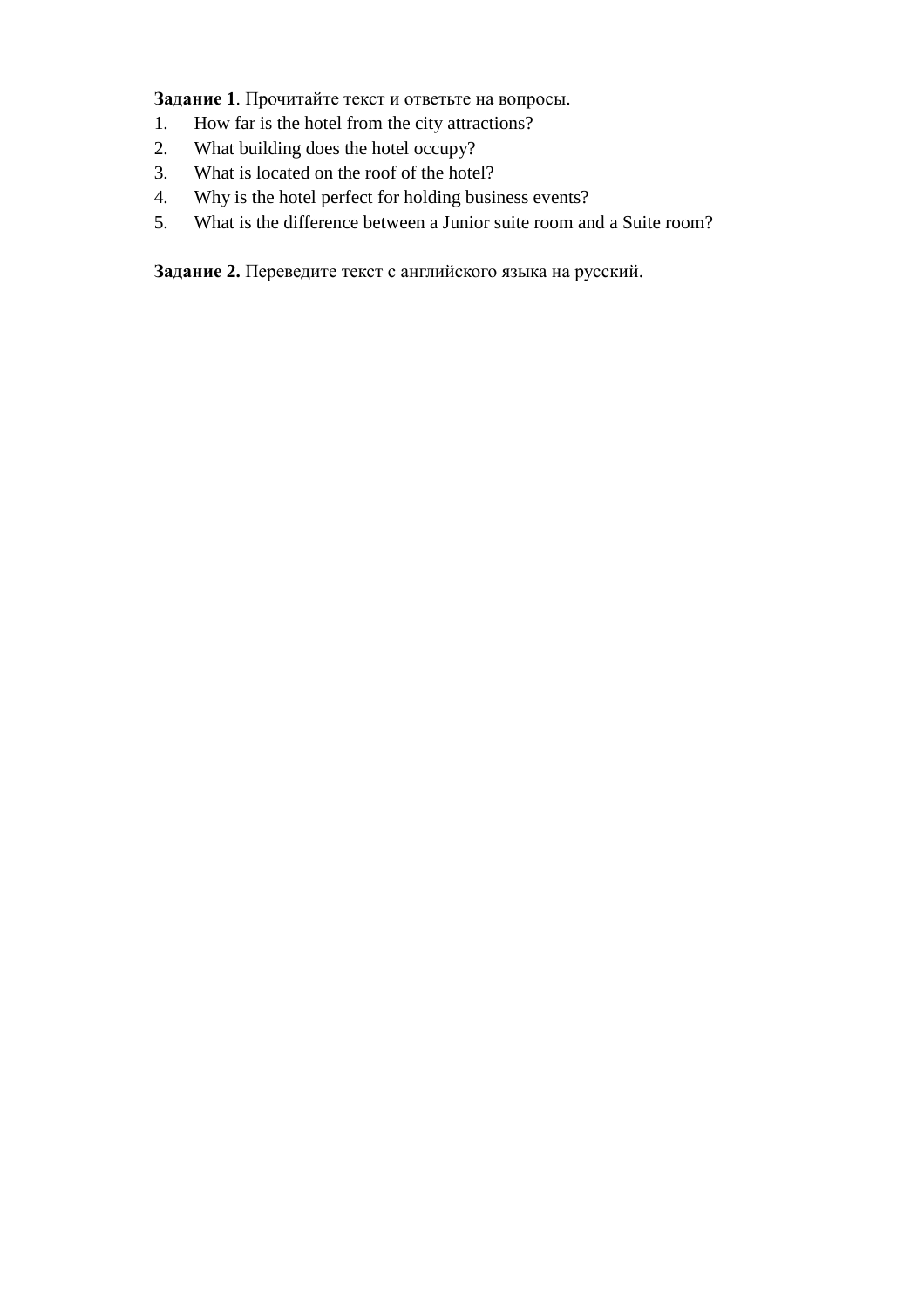**Задание 1**. Прочитайте текст и ответьте на вопросы.

1. How far is the hotel from the city attractions?
2. What building does the hotel occupy?
3. What is located on the roof of the hotel?
4. Why is the hotel perfect for holding business events?
5. What is the difference between a Junior suite room and a Suite room?

**Задание 2.** Переведите текст с английского языка на русский.